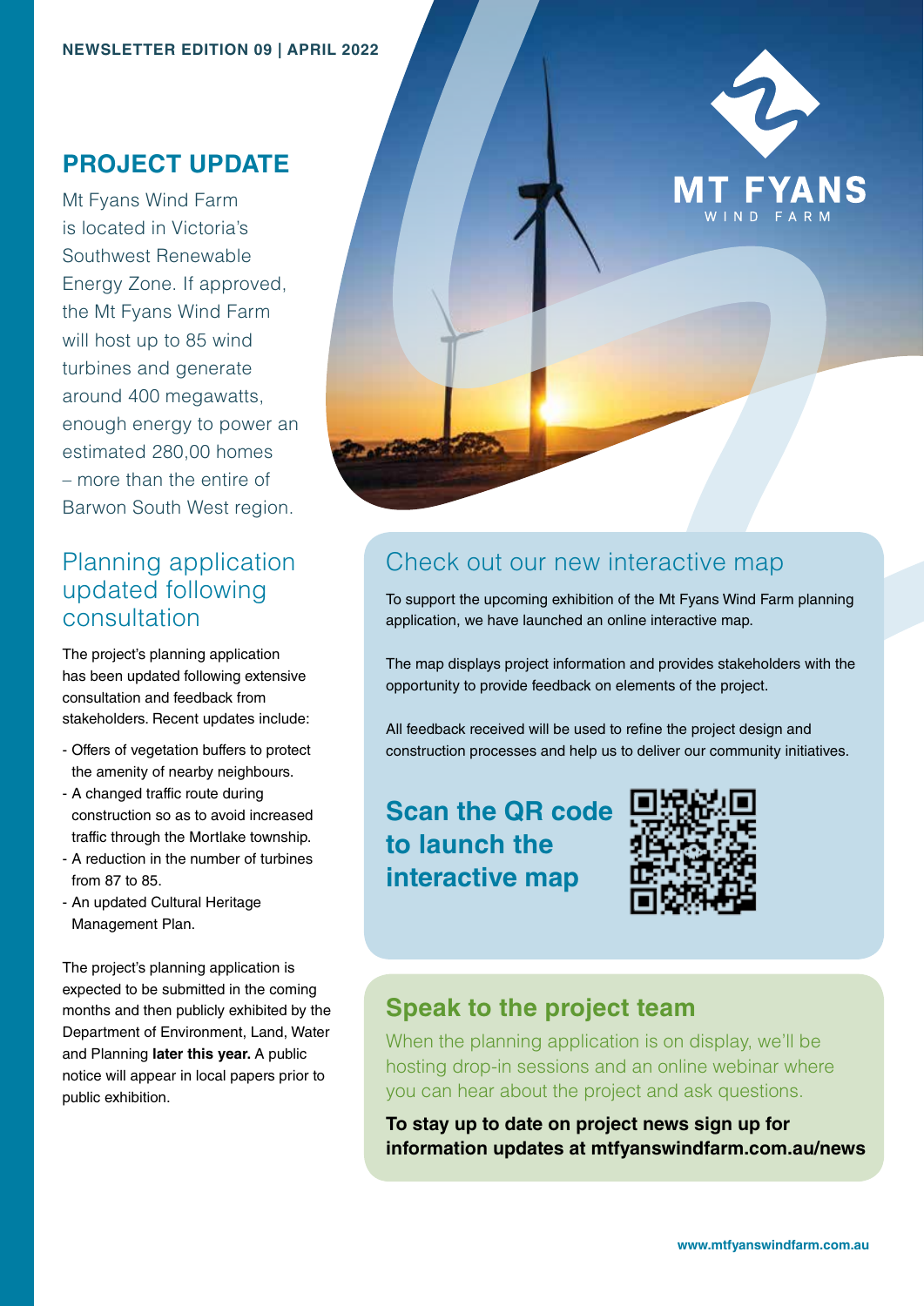NEWSLETTER EDITION 09 | APRIL 2022

MT FYANS
WIND FARM

## PROJECT UPDATE

Mt Fyans Wind Farm is located in Victoria's Southwest Renewable Energy Zone. If approved, the Mt Fyans Wind Farm will host up to 85 wind turbines and generate around 400 megawatts, enough energy to power an estimated 280,00 homes – more than the entire of Barwon South West region.

### Planning application updated following consultation

The project's planning application has been updated following extensive consultation and feedback from stakeholders. Recent updates include:

- Offers of vegetation buffers to protect the amenity of nearby neighbours.
- A changed traffic route during construction so as to avoid increased traffic through the Mortlake township.
- A reduction in the number of turbines from 87 to 85.
- An updated Cultural Heritage Management Plan.

The project's planning application is expected to be submitted in the coming months and then publicly exhibited by the Department of Environment, Land, Water and Planning **later this year.** A public notice will appear in local papers prior to public exhibition.

### Check out our new interactive map

To support the upcoming exhibition of the Mt Fyans Wind Farm planning application, we have launched an online interactive map.

The map displays project information and provides stakeholders with the opportunity to provide feedback on elements of the project.

All feedback received will be used to refine the project design and construction processes and help us to deliver our community initiatives.

**Scan the QR code to launch the interactive map**

### Speak to the project team

When the planning application is on display, we'll be hosting drop-in sessions and an online webinar where you can hear about the project and ask questions.

**To stay up to date on project news sign up for information updates at mtfyanswindfarm.com.au/news**

www.mtfyanswindfarm.com.au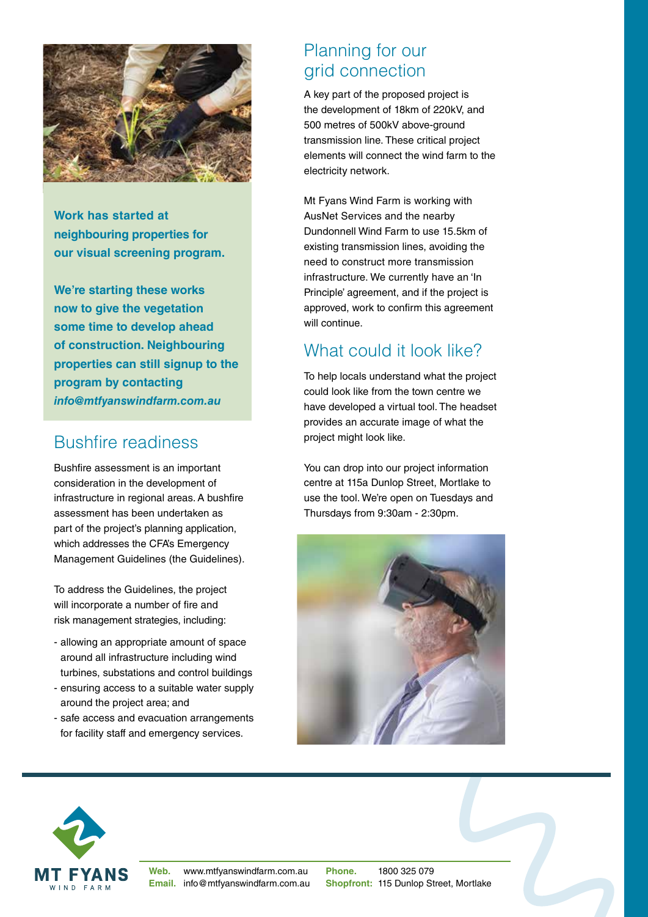**Work has started at neighbouring properties for our visual screening program.**

**We're starting these works now to give the vegetation some time to develop ahead of construction. Neighbouring properties can still signup to the program by contacting *info@mtfyanswindfarm.com.au***

## Bushfire readiness

Bushfire assessment is an important consideration in the development of infrastructure in regional areas. A bushfire assessment has been undertaken as part of the project's planning application, which addresses the CFA's Emergency Management Guidelines (the Guidelines).

To address the Guidelines, the project will incorporate a number of fire and risk management strategies, including:

- allowing an appropriate amount of space around all infrastructure including wind turbines, substations and control buildings
- ensuring access to a suitable water supply around the project area; and
- safe access and evacuation arrangements for facility staff and emergency services.

## Planning for our grid connection

A key part of the proposed project is the development of 18km of 220kV, and 500 metres of 500kV above-ground transmission line. These critical project elements will connect the wind farm to the electricity network.

Mt Fyans Wind Farm is working with AusNet Services and the nearby Dundonnell Wind Farm to use 15.5km of existing transmission lines, avoiding the need to construct more transmission infrastructure. We currently have an 'In Principle' agreement, and if the project is approved, work to confirm this agreement will continue.

## What could it look like?

To help locals understand what the project could look like from the town centre we have developed a virtual tool. The headset provides an accurate image of what the project might look like.

You can drop into our project information centre at 115a Dunlop Street, Mortlake to use the tool. We're open on Tuesdays and Thursdays from 9:30am - 2:30pm.

MT FYANS WIND FARM

**Web.** www.mtfyanswindfarm.com.au
**Email.** info@mtfyanswindfarm.com.au
**Phone.** 1800 325 079
**Shopfront:** 115 Dunlop Street, Mortlake